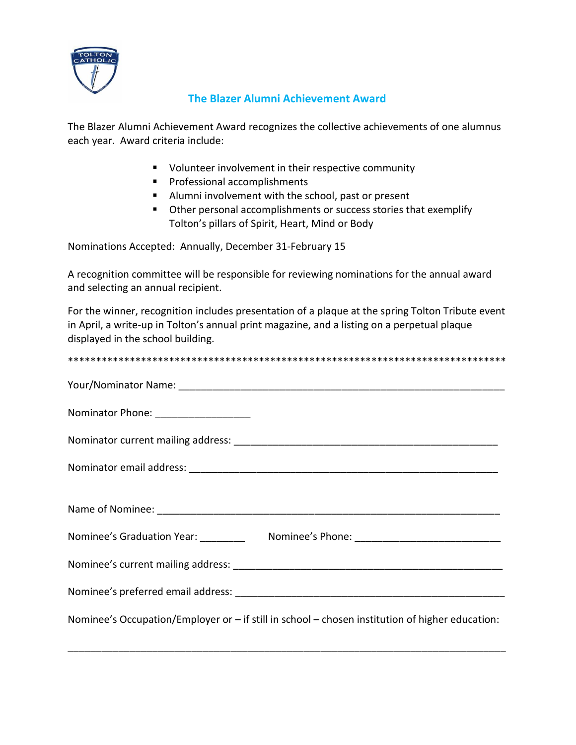## The Blazer Alumni Achievement Award

The Blazer Alumni Achievement Award recognizes the collective achievements of one alumnus each year. Award criteria include:

- Volunteer involvement in their respective community
- Professional accomplishments
- Alumni involvement with the school, past or present
- Other personal accomplishments or success stories that exemplify Tolton's pillars of Spirit, Heart, Mind or Body

Nominations Accepted: Annually, December 31-February 15

A recognition committee will be responsible for reviewing nominations for the annual award and selecting an annual recipient.

For the winner, recognition includes presentation of a plaque at the spring Tolton Tribute event in April, a write-up in Tolton's annual print magazine, and a listing on a perpetual plaque displayed in the school building.

********************************************************************************

Your/Nominator Name: ____________________________________________________________

Nominator Phone: _________________

Nominator current mailing address: ________________________________________________

Nominator email address: ________________________________________________________

Name of Nominee: _______________________________________________________________

Nominee's Graduation Year: ________ Nominee's Phone: __________________________

Nominee's current mailing address: _________________________________________________

Nominee's preferred email address: _________________________________________________

Nominee's Occupation/Employer or – if still in school – chosen institution of higher education:

________________________________________________________________________________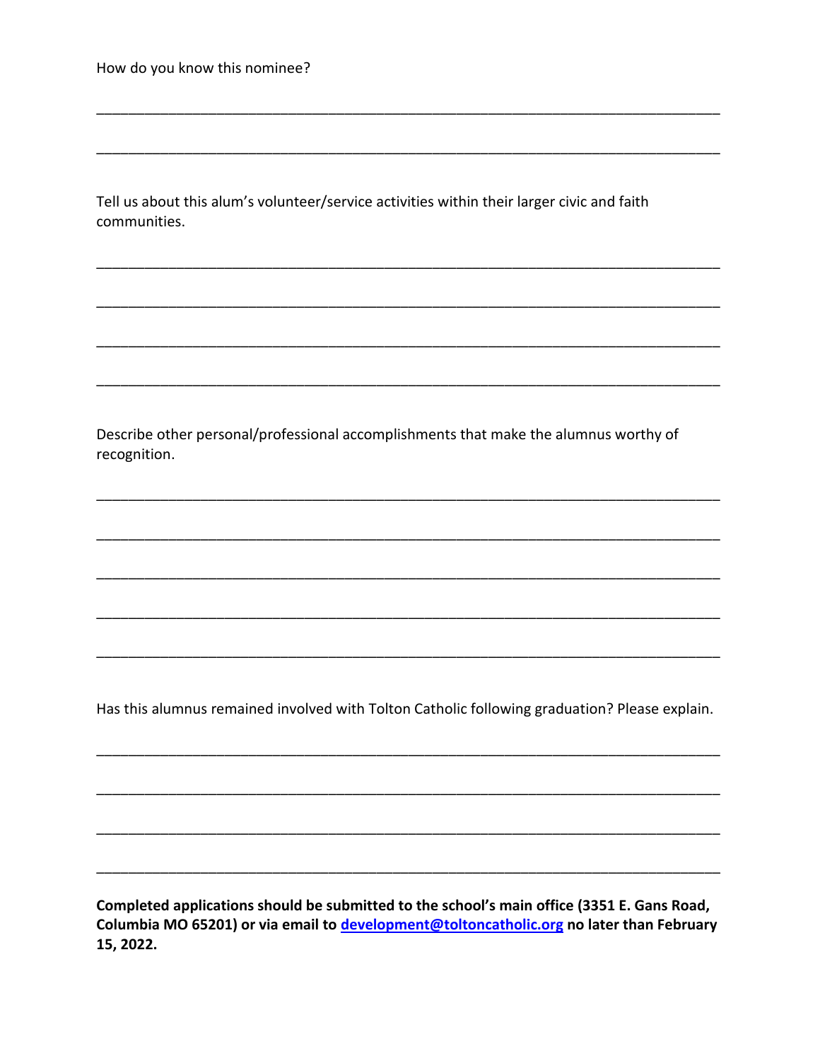How do you know this nominee?

\_\_\_\_\_\_\_\_\_\_\_\_\_\_\_\_\_\_\_\_\_\_\_\_\_\_\_\_\_\_\_\_\_\_\_\_\_\_\_\_\_\_\_\_\_\_\_\_\_\_\_\_\_\_\_\_\_\_\_\_\_\_\_\_\_\_\_\_\_\_\_\_\_\_\_\_\_\_

\_\_\_\_\_\_\_\_\_\_\_\_\_\_\_\_\_\_\_\_\_\_\_\_\_\_\_\_\_\_\_\_\_\_\_\_\_\_\_\_\_\_\_\_\_\_\_\_\_\_\_\_\_\_\_\_\_\_\_\_\_\_\_\_\_\_\_\_\_\_\_\_\_\_\_\_\_\_

Tell us about this alum's volunteer/service activities within their larger civic and faith communities.

\_\_\_\_\_\_\_\_\_\_\_\_\_\_\_\_\_\_\_\_\_\_\_\_\_\_\_\_\_\_\_\_\_\_\_\_\_\_\_\_\_\_\_\_\_\_\_\_\_\_\_\_\_\_\_\_\_\_\_\_\_\_\_\_\_\_\_\_\_\_\_\_\_\_\_\_\_\_

\_\_\_\_\_\_\_\_\_\_\_\_\_\_\_\_\_\_\_\_\_\_\_\_\_\_\_\_\_\_\_\_\_\_\_\_\_\_\_\_\_\_\_\_\_\_\_\_\_\_\_\_\_\_\_\_\_\_\_\_\_\_\_\_\_\_\_\_\_\_\_\_\_\_\_\_\_\_

\_\_\_\_\_\_\_\_\_\_\_\_\_\_\_\_\_\_\_\_\_\_\_\_\_\_\_\_\_\_\_\_\_\_\_\_\_\_\_\_\_\_\_\_\_\_\_\_\_\_\_\_\_\_\_\_\_\_\_\_\_\_\_\_\_\_\_\_\_\_\_\_\_\_\_\_\_\_

\_\_\_\_\_\_\_\_\_\_\_\_\_\_\_\_\_\_\_\_\_\_\_\_\_\_\_\_\_\_\_\_\_\_\_\_\_\_\_\_\_\_\_\_\_\_\_\_\_\_\_\_\_\_\_\_\_\_\_\_\_\_\_\_\_\_\_\_\_\_\_\_\_\_\_\_\_\_

Describe other personal/professional accomplishments that make the alumnus worthy of recognition.

\_\_\_\_\_\_\_\_\_\_\_\_\_\_\_\_\_\_\_\_\_\_\_\_\_\_\_\_\_\_\_\_\_\_\_\_\_\_\_\_\_\_\_\_\_\_\_\_\_\_\_\_\_\_\_\_\_\_\_\_\_\_\_\_\_\_\_\_\_\_\_\_\_\_\_\_\_\_

\_\_\_\_\_\_\_\_\_\_\_\_\_\_\_\_\_\_\_\_\_\_\_\_\_\_\_\_\_\_\_\_\_\_\_\_\_\_\_\_\_\_\_\_\_\_\_\_\_\_\_\_\_\_\_\_\_\_\_\_\_\_\_\_\_\_\_\_\_\_\_\_\_\_\_\_\_\_

\_\_\_\_\_\_\_\_\_\_\_\_\_\_\_\_\_\_\_\_\_\_\_\_\_\_\_\_\_\_\_\_\_\_\_\_\_\_\_\_\_\_\_\_\_\_\_\_\_\_\_\_\_\_\_\_\_\_\_\_\_\_\_\_\_\_\_\_\_\_\_\_\_\_\_\_\_\_

\_\_\_\_\_\_\_\_\_\_\_\_\_\_\_\_\_\_\_\_\_\_\_\_\_\_\_\_\_\_\_\_\_\_\_\_\_\_\_\_\_\_\_\_\_\_\_\_\_\_\_\_\_\_\_\_\_\_\_\_\_\_\_\_\_\_\_\_\_\_\_\_\_\_\_\_\_\_

\_\_\_\_\_\_\_\_\_\_\_\_\_\_\_\_\_\_\_\_\_\_\_\_\_\_\_\_\_\_\_\_\_\_\_\_\_\_\_\_\_\_\_\_\_\_\_\_\_\_\_\_\_\_\_\_\_\_\_\_\_\_\_\_\_\_\_\_\_\_\_\_\_\_\_\_\_\_

Has this alumnus remained involved with Tolton Catholic following graduation? Please explain.

\_\_\_\_\_\_\_\_\_\_\_\_\_\_\_\_\_\_\_\_\_\_\_\_\_\_\_\_\_\_\_\_\_\_\_\_\_\_\_\_\_\_\_\_\_\_\_\_\_\_\_\_\_\_\_\_\_\_\_\_\_\_\_\_\_\_\_\_\_\_\_\_\_\_\_\_\_\_

\_\_\_\_\_\_\_\_\_\_\_\_\_\_\_\_\_\_\_\_\_\_\_\_\_\_\_\_\_\_\_\_\_\_\_\_\_\_\_\_\_\_\_\_\_\_\_\_\_\_\_\_\_\_\_\_\_\_\_\_\_\_\_\_\_\_\_\_\_\_\_\_\_\_\_\_\_\_

\_\_\_\_\_\_\_\_\_\_\_\_\_\_\_\_\_\_\_\_\_\_\_\_\_\_\_\_\_\_\_\_\_\_\_\_\_\_\_\_\_\_\_\_\_\_\_\_\_\_\_\_\_\_\_\_\_\_\_\_\_\_\_\_\_\_\_\_\_\_\_\_\_\_\_\_\_\_

\_\_\_\_\_\_\_\_\_\_\_\_\_\_\_\_\_\_\_\_\_\_\_\_\_\_\_\_\_\_\_\_\_\_\_\_\_\_\_\_\_\_\_\_\_\_\_\_\_\_\_\_\_\_\_\_\_\_\_\_\_\_\_\_\_\_\_\_\_\_\_\_\_\_\_\_\_\_

**Completed applications should be submitted to the school's main office (3351 E. Gans Road, Columbia MO 65201) or via email to [development@toltoncatholic.org](mailto:development@toltoncatholic.org) no later than February 15, 2022.**